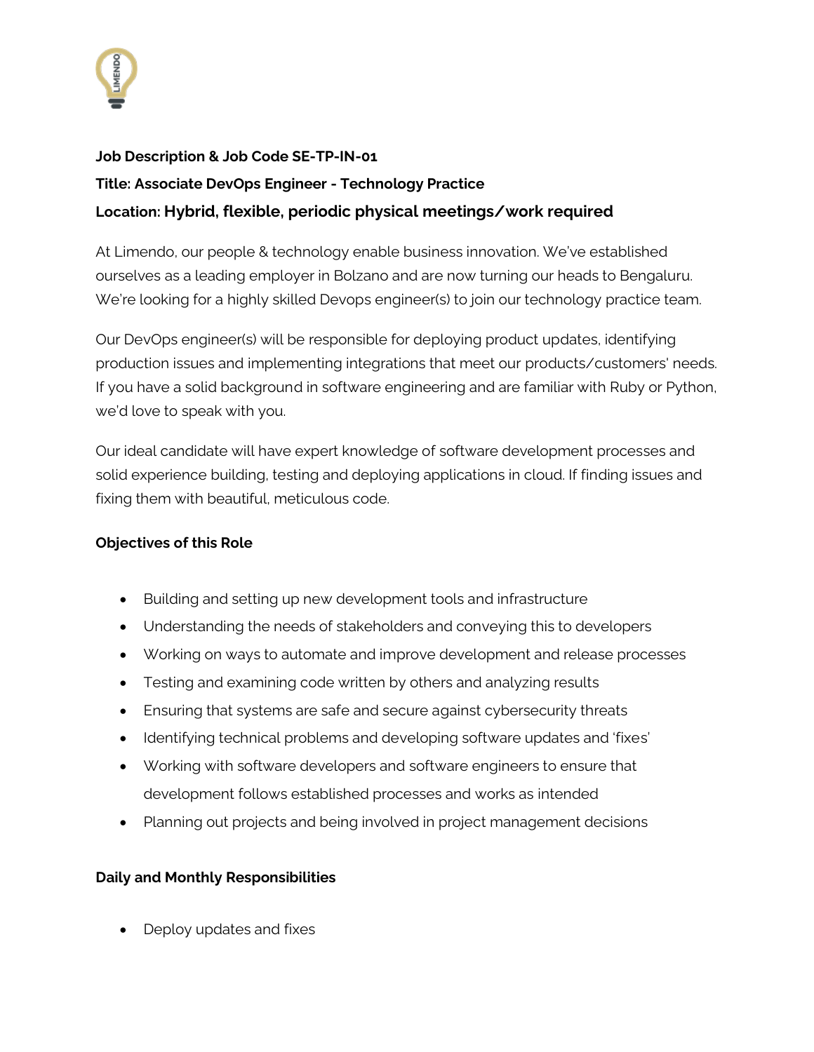**Job Description & Job Code SE-TP-IN-01**

**Title: Associate DevOps Engineer - Technology Practice**

**Location: Hybrid, flexible, periodic physical meetings/work required**

At Limendo, our people & technology enable business innovation. We've established ourselves as a leading employer in Bolzano and are now turning our heads to Bengaluru. We're looking for a highly skilled Devops engineer(s) to join our technology practice team.

Our DevOps engineer(s) will be responsible for deploying product updates, identifying production issues and implementing integrations that meet our products/customers' needs. If you have a solid background in software engineering and are familiar with Ruby or Python, we'd love to speak with you.

Our ideal candidate will have expert knowledge of software development processes and solid experience building, testing and deploying applications in cloud. If finding issues and fixing them with beautiful, meticulous code.

**Objectives of this Role**

- Building and setting up new development tools and infrastructure
- Understanding the needs of stakeholders and conveying this to developers
- Working on ways to automate and improve development and release processes
- Testing and examining code written by others and analyzing results
- Ensuring that systems are safe and secure against cybersecurity threats
- Identifying technical problems and developing software updates and 'fixes'
- Working with software developers and software engineers to ensure that development follows established processes and works as intended
- Planning out projects and being involved in project management decisions

**Daily and Monthly Responsibilities**

- Deploy updates and fixes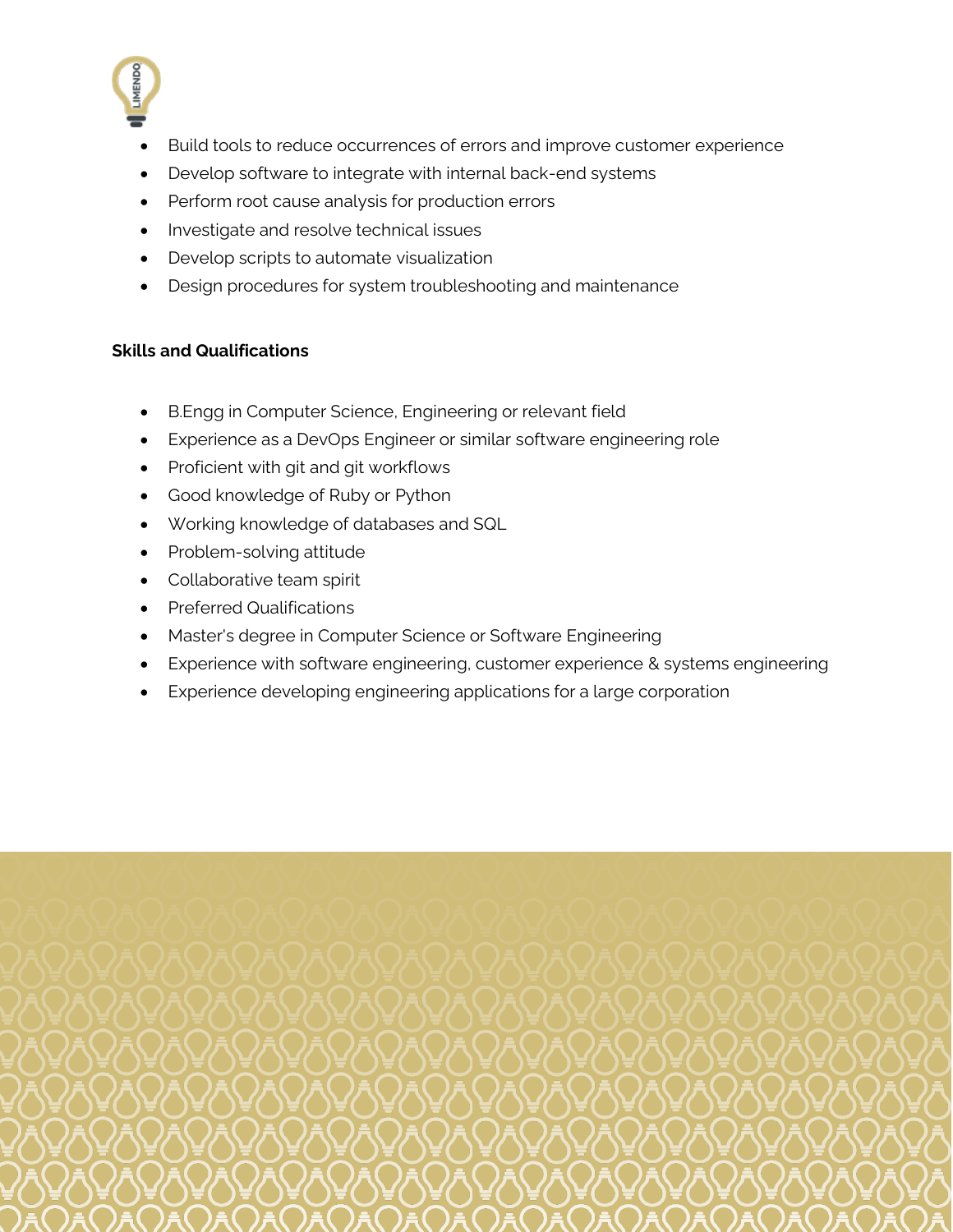- Build tools to reduce occurrences of errors and improve customer experience
- Develop software to integrate with internal back-end systems
- Perform root cause analysis for production errors
- Investigate and resolve technical issues
- Develop scripts to automate visualization
- Design procedures for system troubleshooting and maintenance

**Skills and Qualifications**

- B.Engg in Computer Science, Engineering or relevant field
- Experience as a DevOps Engineer or similar software engineering role
- Proficient with git and git workflows
- Good knowledge of Ruby or Python
- Working knowledge of databases and SQL
- Problem-solving attitude
- Collaborative team spirit
- Preferred Qualifications
- Master's degree in Computer Science or Software Engineering
- Experience with software engineering, customer experience & systems engineering
- Experience developing engineering applications for a large corporation